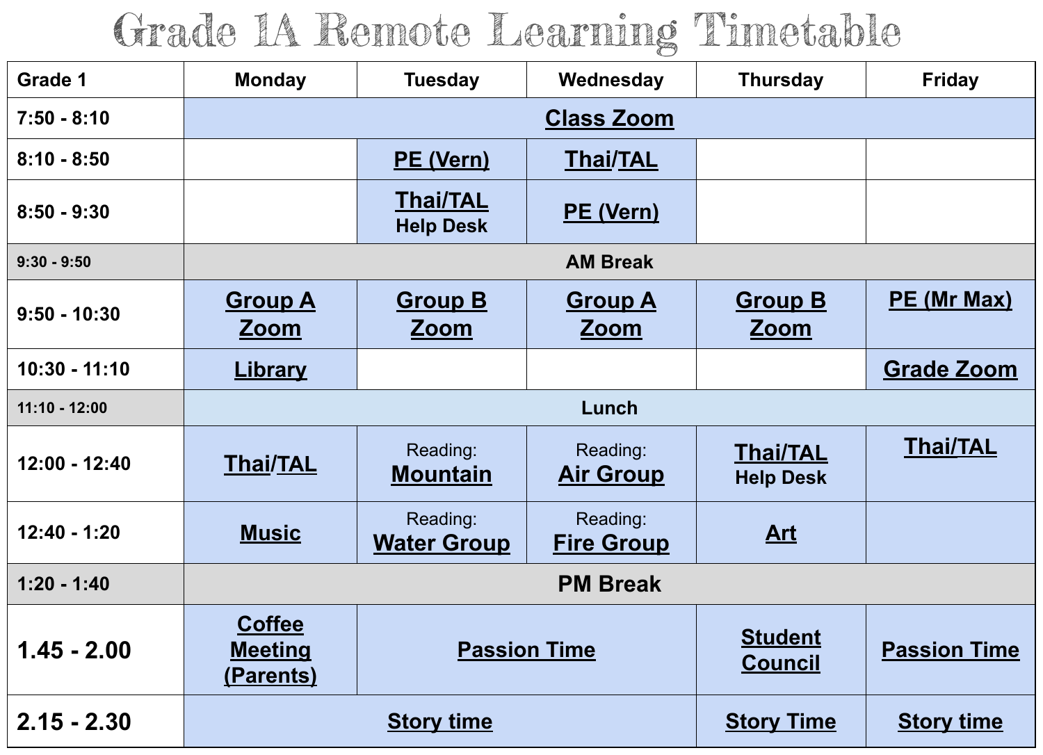# Grade 1A Remote Learning Timetable

| Grade 1 | Monday | Tuesday | Wednesday | Thursday | Friday |
|---|---|---|---|---|---|
| 7:50 - 8:10 | Class Zoom | | | | |
| 8:10 - 8:50 | | PE (Vern) | Thai/TAL | | |
| 8:50 - 9:30 | | Thai/TAL Help Desk | PE (Vern) | | |
| 9:30 - 9:50 | AM Break | | | | |
| 9:50 - 10:30 | Group A Zoom | Group B Zoom | Group A Zoom | Group B Zoom | PE (Mr Max) |
| 10:30 - 11:10 | Library | | | | Grade Zoom |
| 11:10 - 12:00 | Lunch | | | | |
| 12:00 - 12:40 | Thai/TAL | Reading: Mountain | Reading: Air Group | Thai/TAL Help Desk | Thai/TAL |
| 12:40 - 1:20 | Music | Reading: Water Group | Reading: Fire Group | Art | |
| 1:20 - 1:40 | PM Break | | | | |
| 1.45 - 2.00 | Coffee Meeting (Parents) | Passion Time | | Student Council | Passion Time |
| 2.15 - 2.30 | Story time | | | Story Time | Story time |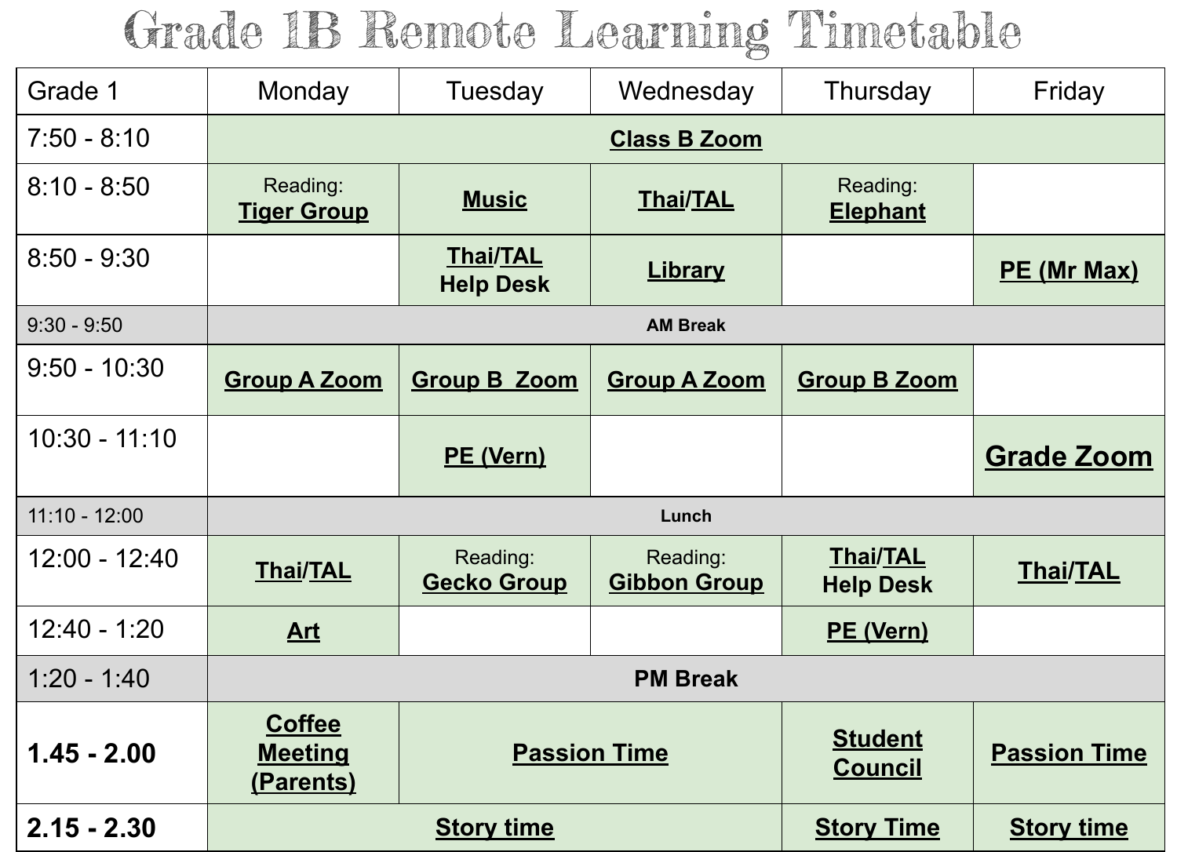# Grade 1B Remote Learning Timetable

| Grade 1 | Monday | Tuesday | Wednesday | Thursday | Friday |
| --- | --- | --- | --- | --- | --- |
| 7:50 - 8:10 | **Class B Zoom** | | | | |
| 8:10 - 8:50 | Reading: **Tiger Group** | **Music** | **Thai/TAL** | Reading: **Elephant** | |
| 8:50 - 9:30 | | **Thai/TAL Help Desk** | **Library** | | **PE (Mr Max)** |
| 9:30 - 9:50 | **AM Break** | | | | |
| 9:50 - 10:30 | **Group A Zoom** | **Group B Zoom** | **Group A Zoom** | **Group B Zoom** | |
| 10:30 - 11:10 | | **PE (Vern)** | | | **Grade Zoom** |
| 11:10 - 12:00 | **Lunch** | | | | |
| 12:00 - 12:40 | **Thai/TAL** | Reading: **Gecko Group** | Reading: **Gibbon Group** | **Thai/TAL Help Desk** | **Thai/TAL** |
| 12:40 - 1:20 | **Art** | | | **PE (Vern)** | |
| 1:20 - 1:40 | **PM Break** | | | | |
| **1.45 - 2.00** | **Coffee Meeting (Parents)** | **Passion Time** | | **Student Council** | **Passion Time** |
| **2.15 - 2.30** | **Story time** | | | **Story Time** | **Story time** |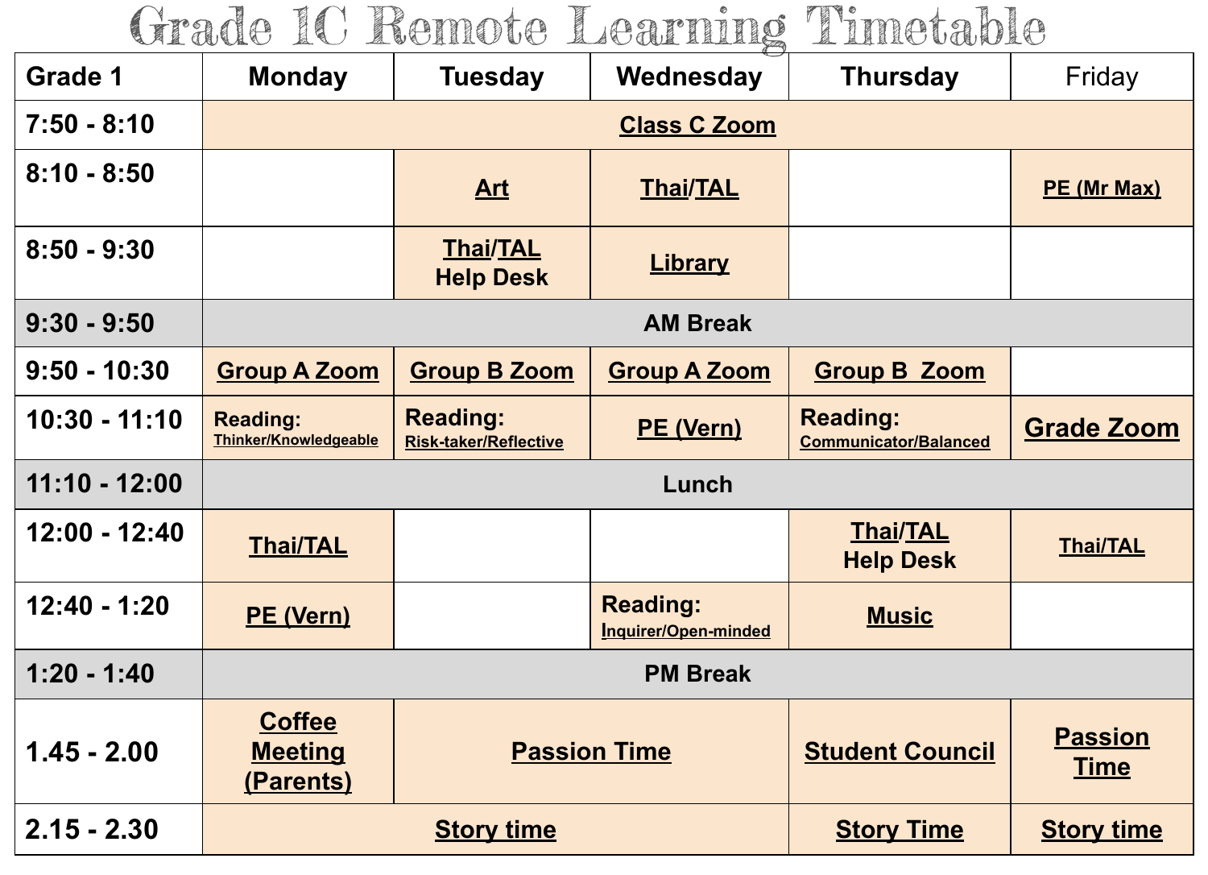# Grade 1C Remote Learning Timetable

| Grade 1 | Monday | Tuesday | Wednesday | Thursday | Friday |
|---|---|---|---|---|---|
| 7:50 - 8:10 | Class C Zoom | | | | |
| 8:10 - 8:50 | | Art | Thai/TAL | | PE (Mr Max) |
| 8:50 - 9:30 | | Thai/TAL Help Desk | Library | | |
| 9:30 - 9:50 | AM Break | | | | |
| 9:50 - 10:30 | Group A Zoom | Group B Zoom | Group A Zoom | Group B Zoom | |
| 10:30 - 11:10 | Reading: Thinker/Knowledgeable | Reading: Risk-taker/Reflective | PE (Vern) | Reading: Communicator/Balanced | Grade Zoom |
| 11:10 - 12:00 | Lunch | | | | |
| 12:00 - 12:40 | Thai/TAL | | | Thai/TAL Help Desk | Thai/TAL |
| 12:40 - 1:20 | PE (Vern) | | Reading: Inquirer/Open-minded | Music | |
| 1:20 - 1:40 | PM Break | | | | |
| 1.45 - 2.00 | Coffee Meeting (Parents) | Passion Time | | Student Council | Passion Time |
| 2.15 - 2.30 | Story time | | | Story Time | Story time |